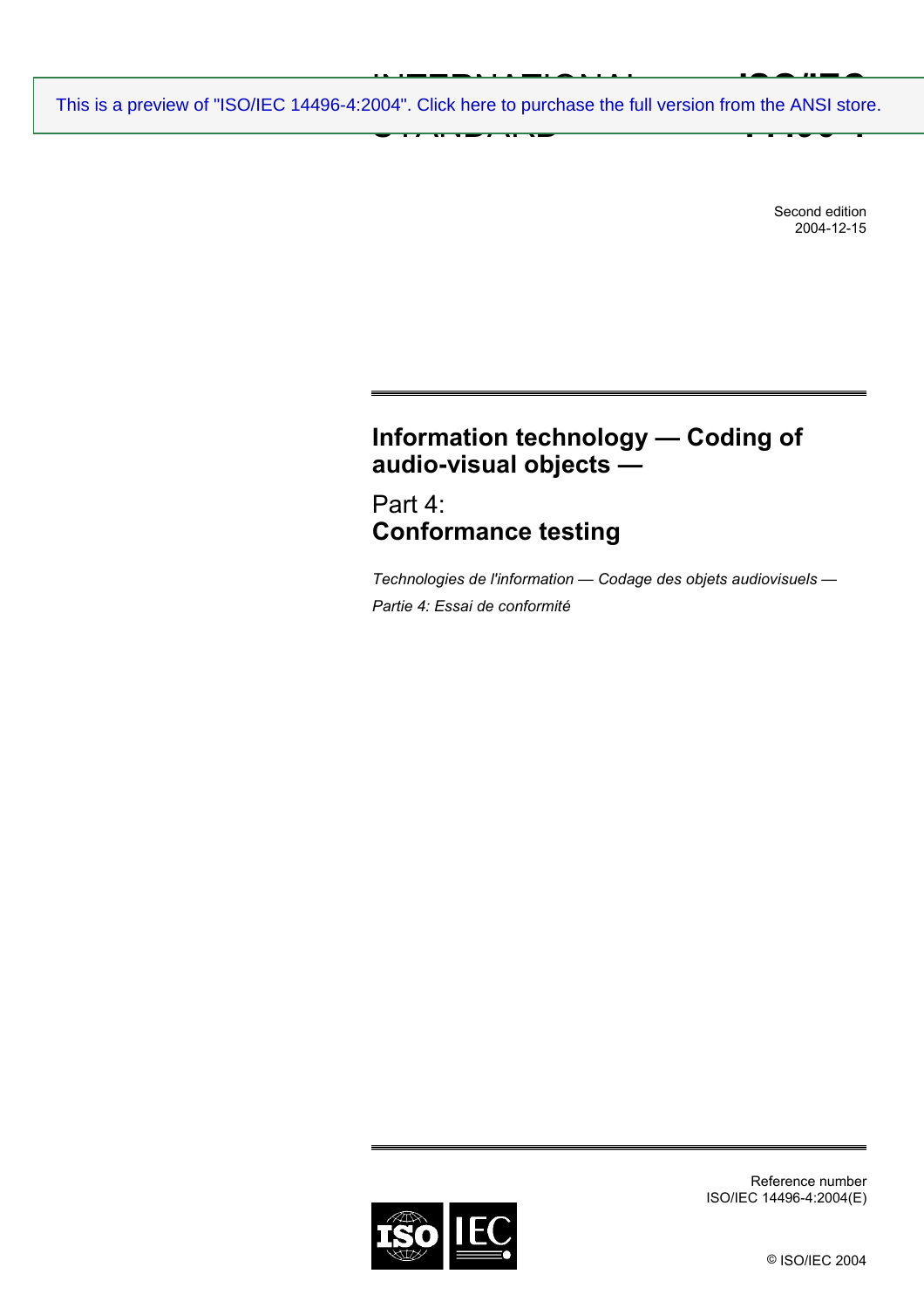This is a preview of "ISO/IEC 14496-4:2004". Click here to purchase the full version from the ANSI store.

INTERNATIONAL STANDARD

ISO/IEC 14496-4

Second edition
2004-12-15

# Information technology — Coding of audio-visual objects —

## Part 4: Conformance testing

*Technologies de l'information — Codage des objets audiovisuels —*

*Partie 4: Essai de conformité*

Reference number
ISO/IEC 14496-4:2004(E)

© ISO/IEC 2004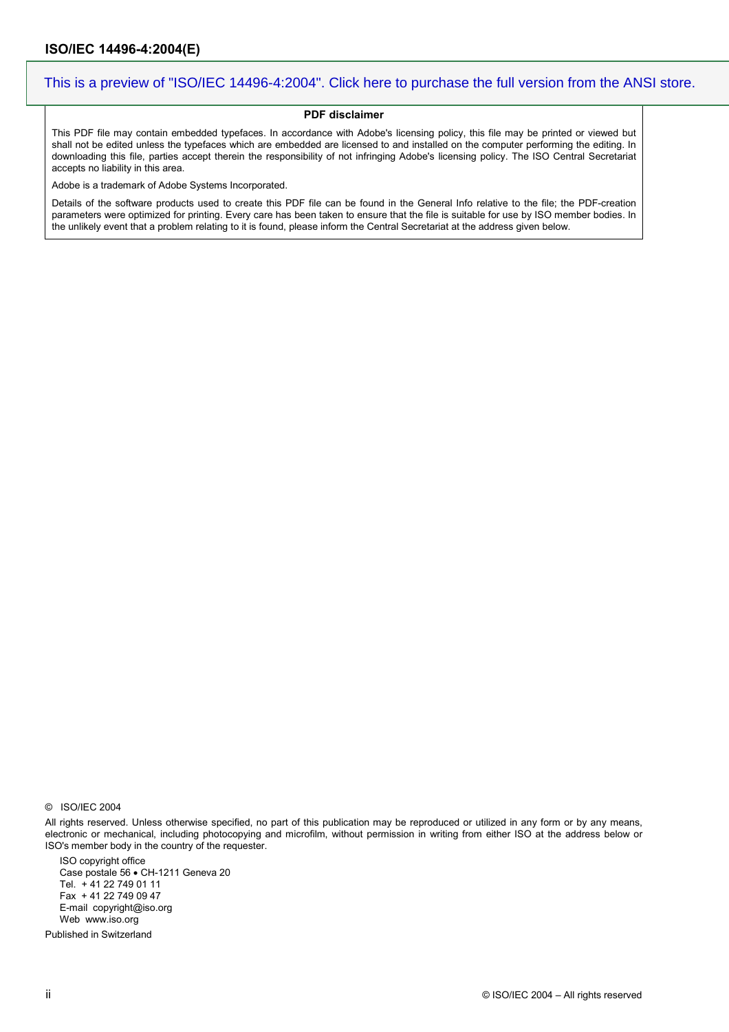This is a preview of "ISO/IEC 14496-4:2004". Click here to purchase the full version from the ANSI store.

**PDF disclaimer**

This PDF file may contain embedded typefaces. In accordance with Adobe's licensing policy, this file may be printed or viewed but shall not be edited unless the typefaces which are embedded are licensed to and installed on the computer performing the editing. In downloading this file, parties accept therein the responsibility of not infringing Adobe's licensing policy. The ISO Central Secretariat accepts no liability in this area.

Adobe is a trademark of Adobe Systems Incorporated.

Details of the software products used to create this PDF file can be found in the General Info relative to the file; the PDF-creation parameters were optimized for printing. Every care has been taken to ensure that the file is suitable for use by ISO member bodies. In the unlikely event that a problem relating to it is found, please inform the Central Secretariat at the address given below.

© ISO/IEC 2004

All rights reserved. Unless otherwise specified, no part of this publication may be reproduced or utilized in any form or by any means, electronic or mechanical, including photocopying and microfilm, without permission in writing from either ISO at the address below or ISO's member body in the country of the requester.

ISO copyright office  
Case postale 56 • CH-1211 Geneva 20  
Tel. + 41 22 749 01 11  
Fax + 41 22 749 09 47  
E-mail copyright@iso.org  
Web www.iso.org

Published in Switzerland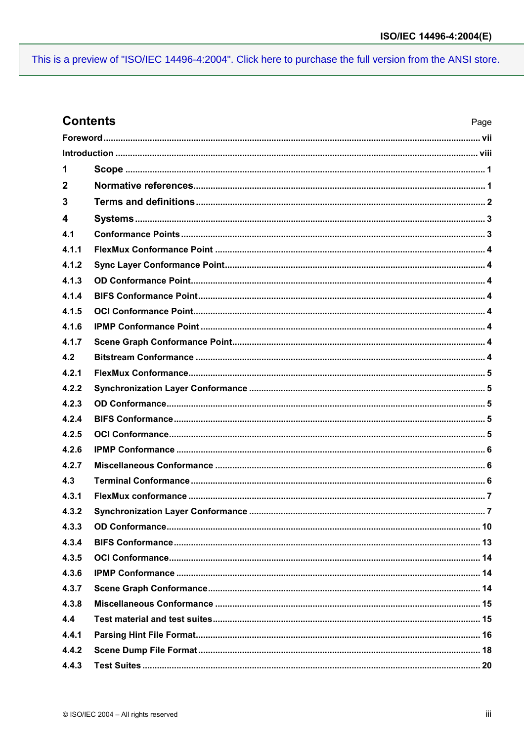# Contents

| | | Page |
|---|---|---|
| Foreword | | vii |
| Introduction | | viii |
| 1 | Scope | 1 |
| 2 | Normative references | 1 |
| 3 | Terms and definitions | 2 |
| 4 | Systems | 3 |
| 4.1 | Conformance Points | 3 |
| 4.1.1 | FlexMux Conformance Point | 4 |
| 4.1.2 | Sync Layer Conformance Point | 4 |
| 4.1.3 | OD Conformance Point | 4 |
| 4.1.4 | BIFS Conformance Point | 4 |
| 4.1.5 | OCI Conformance Point | 4 |
| 4.1.6 | IPMP Conformance Point | 4 |
| 4.1.7 | Scene Graph Conformance Point | 4 |
| 4.2 | Bitstream Conformance | 4 |
| 4.2.1 | FlexMux Conformance | 5 |
| 4.2.2 | Synchronization Layer Conformance | 5 |
| 4.2.3 | OD Conformance | 5 |
| 4.2.4 | BIFS Conformance | 5 |
| 4.2.5 | OCI Conformance | 5 |
| 4.2.6 | IPMP Conformance | 6 |
| 4.2.7 | Miscellaneous Conformance | 6 |
| 4.3 | Terminal Conformance | 6 |
| 4.3.1 | FlexMux conformance | 7 |
| 4.3.2 | Synchronization Layer Conformance | 7 |
| 4.3.3 | OD Conformance | 10 |
| 4.3.4 | BIFS Conformance | 13 |
| 4.3.5 | OCI Conformance | 14 |
| 4.3.6 | IPMP Conformance | 14 |
| 4.3.7 | Scene Graph Conformance | 14 |
| 4.3.8 | Miscellaneous Conformance | 15 |
| 4.4 | Test material and test suites | 15 |
| 4.4.1 | Parsing Hint File Format | 16 |
| 4.4.2 | Scene Dump File Format | 18 |
| 4.4.3 | Test Suites | 20 |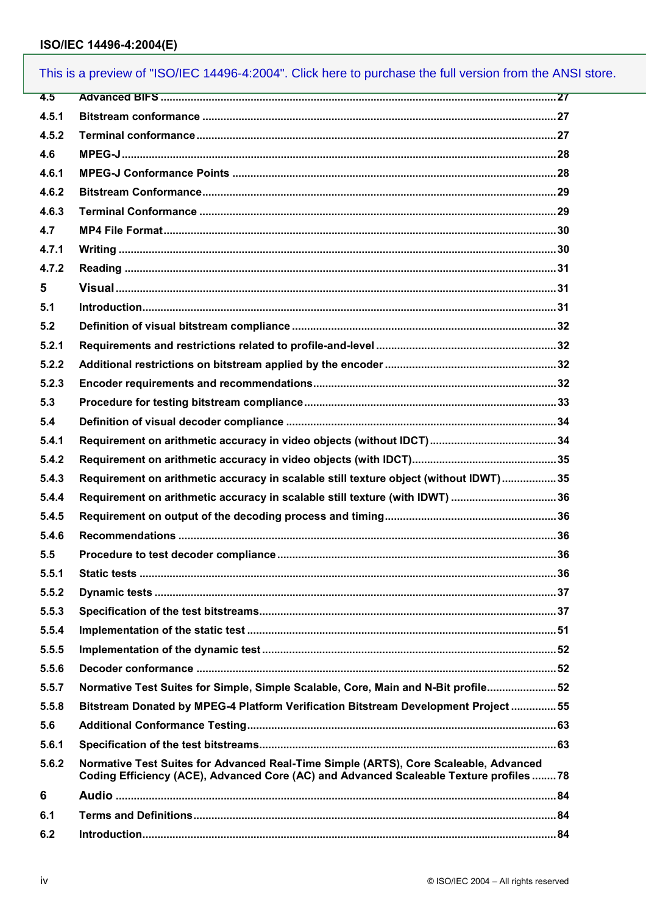This is a preview of "ISO/IEC 14496-4:2004". Click here to purchase the full version from the ANSI store.

4.5 Advanced BIFS ..... 27
4.5.1 Bitstream conformance ..... 27
4.5.2 Terminal conformance ..... 27
4.6 MPEG-J ..... 28
4.6.1 MPEG-J Conformance Points ..... 28
4.6.2 Bitstream Conformance ..... 29
4.6.3 Terminal Conformance ..... 29
4.7 MP4 File Format ..... 30
4.7.1 Writing ..... 30
4.7.2 Reading ..... 31
5 Visual ..... 31
5.1 Introduction ..... 31
5.2 Definition of visual bitstream compliance ..... 32
5.2.1 Requirements and restrictions related to profile-and-level ..... 32
5.2.2 Additional restrictions on bitstream applied by the encoder ..... 32
5.2.3 Encoder requirements and recommendations ..... 32
5.3 Procedure for testing bitstream compliance ..... 33
5.4 Definition of visual decoder compliance ..... 34
5.4.1 Requirement on arithmetic accuracy in video objects (without IDCT) ..... 34
5.4.2 Requirement on arithmetic accuracy in video objects (with IDCT) ..... 35
5.4.3 Requirement on arithmetic accuracy in scalable still texture object (without IDWT) ..... 35
5.4.4 Requirement on arithmetic accuracy in scalable still texture (with IDWT) ..... 36
5.4.5 Requirement on output of the decoding process and timing ..... 36
5.4.6 Recommendations ..... 36
5.5 Procedure to test decoder compliance ..... 36
5.5.1 Static tests ..... 36
5.5.2 Dynamic tests ..... 37
5.5.3 Specification of the test bitstreams ..... 37
5.5.4 Implementation of the static test ..... 51
5.5.5 Implementation of the dynamic test ..... 52
5.5.6 Decoder conformance ..... 52
5.5.7 Normative Test Suites for Simple, Simple Scalable, Core, Main and N-Bit profile ..... 52
5.5.8 Bitstream Donated by MPEG-4 Platform Verification Bitstream Development Project ..... 55
5.6 Additional Conformance Testing ..... 63
5.6.1 Specification of the test bitstreams ..... 63
5.6.2 Normative Test Suites for Advanced Real-Time Simple (ARTS), Core Scaleable, Advanced Coding Efficiency (ACE), Advanced Core (AC) and Advanced Scaleable Texture profiles ..... 78
6 Audio ..... 84
6.1 Terms and Definitions ..... 84
6.2 Introduction ..... 84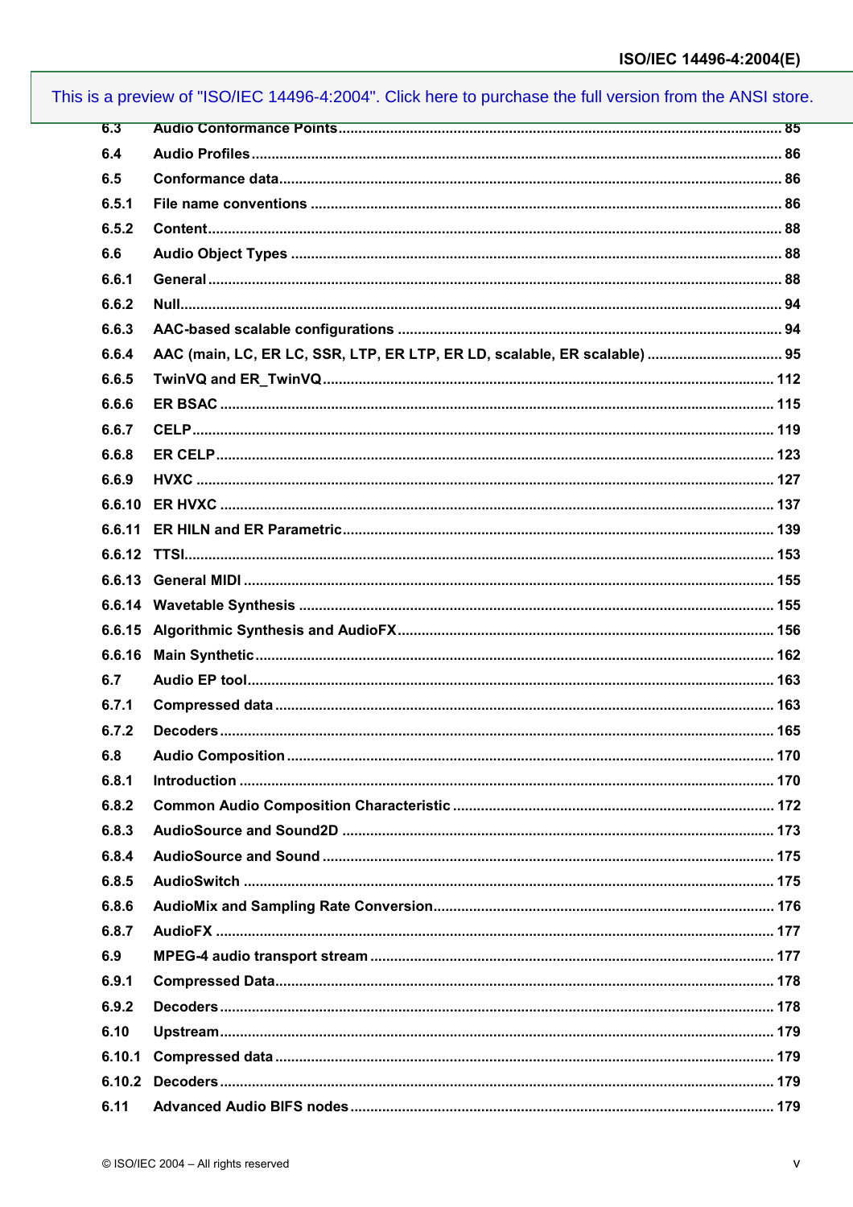| | | |
|---|---|---|
| 6.3 | Audio Conformance Points | 85 |
| 6.4 | Audio Profiles | 86 |
| 6.5 | Conformance data | 86 |
| 6.5.1 | File name conventions | 86 |
| 6.5.2 | Content | 88 |
| 6.6 | Audio Object Types | 88 |
| 6.6.1 | General | 88 |
| 6.6.2 | Null | 94 |
| 6.6.3 | AAC-based scalable configurations | 94 |
| 6.6.4 | AAC (main, LC, ER LC, SSR, LTP, ER LTP, ER LD, scalable, ER scalable) | 95 |
| 6.6.5 | TwinVQ and ER_TwinVQ | 112 |
| 6.6.6 | ER BSAC | 115 |
| 6.6.7 | CELP | 119 |
| 6.6.8 | ER CELP | 123 |
| 6.6.9 | HVXC | 127 |
| 6.6.10 | ER HVXC | 137 |
| 6.6.11 | ER HILN and ER Parametric | 139 |
| 6.6.12 | TTSI | 153 |
| 6.6.13 | General MIDI | 155 |
| 6.6.14 | Wavetable Synthesis | 155 |
| 6.6.15 | Algorithmic Synthesis and AudioFX | 156 |
| 6.6.16 | Main Synthetic | 162 |
| 6.7 | Audio EP tool | 163 |
| 6.7.1 | Compressed data | 163 |
| 6.7.2 | Decoders | 165 |
| 6.8 | Audio Composition | 170 |
| 6.8.1 | Introduction | 170 |
| 6.8.2 | Common Audio Composition Characteristic | 172 |
| 6.8.3 | AudioSource and Sound2D | 173 |
| 6.8.4 | AudioSource and Sound | 175 |
| 6.8.5 | AudioSwitch | 175 |
| 6.8.6 | AudioMix and Sampling Rate Conversion | 176 |
| 6.8.7 | AudioFX | 177 |
| 6.9 | MPEG-4 audio transport stream | 177 |
| 6.9.1 | Compressed Data | 178 |
| 6.9.2 | Decoders | 178 |
| 6.10 | Upstream | 179 |
| 6.10.1 | Compressed data | 179 |
| 6.10.2 | Decoders | 179 |
| 6.11 | Advanced Audio BIFS nodes | 179 |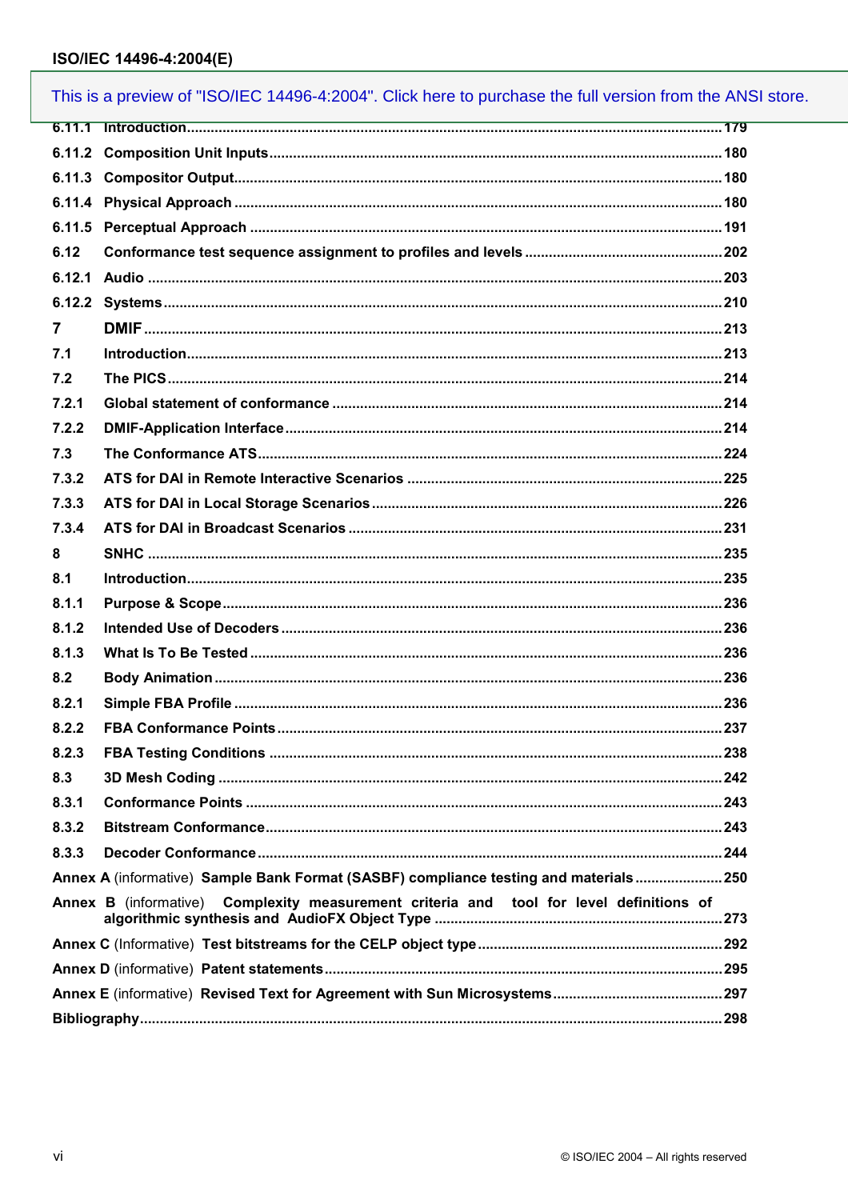This is a preview of "ISO/IEC 14496-4:2004". Click here to purchase the full version from the ANSI store.

6.11.1 Introduction ..... 179
6.11.2 Composition Unit Inputs ..... 180
6.11.3 Compositor Output ..... 180
6.11.4 Physical Approach ..... 180
6.11.5 Perceptual Approach ..... 191
6.12 Conformance test sequence assignment to profiles and levels ..... 202
6.12.1 Audio ..... 203
6.12.2 Systems ..... 210
7 DMIF ..... 213
7.1 Introduction ..... 213
7.2 The PICS ..... 214
7.2.1 Global statement of conformance ..... 214
7.2.2 DMIF-Application Interface ..... 214
7.3 The Conformance ATS ..... 224
7.3.2 ATS for DAI in Remote Interactive Scenarios ..... 225
7.3.3 ATS for DAI in Local Storage Scenarios ..... 226
7.3.4 ATS for DAI in Broadcast Scenarios ..... 231
8 SNHC ..... 235
8.1 Introduction ..... 235
8.1.1 Purpose & Scope ..... 236
8.1.2 Intended Use of Decoders ..... 236
8.1.3 What Is To Be Tested ..... 236
8.2 Body Animation ..... 236
8.2.1 Simple FBA Profile ..... 236
8.2.2 FBA Conformance Points ..... 237
8.2.3 FBA Testing Conditions ..... 238
8.3 3D Mesh Coding ..... 242
8.3.1 Conformance Points ..... 243
8.3.2 Bitstream Conformance ..... 243
8.3.3 Decoder Conformance ..... 244
Annex A (informative) Sample Bank Format (SASBF) compliance testing and materials ..... 250
Annex B (informative) Complexity measurement criteria and tool for level definitions of algorithmic synthesis and AudioFX Object Type ..... 273
Annex C (Informative) Test bitstreams for the CELP object type ..... 292
Annex D (informative) Patent statements ..... 295
Annex E (informative) Revised Text for Agreement with Sun Microsystems ..... 297
Bibliography ..... 298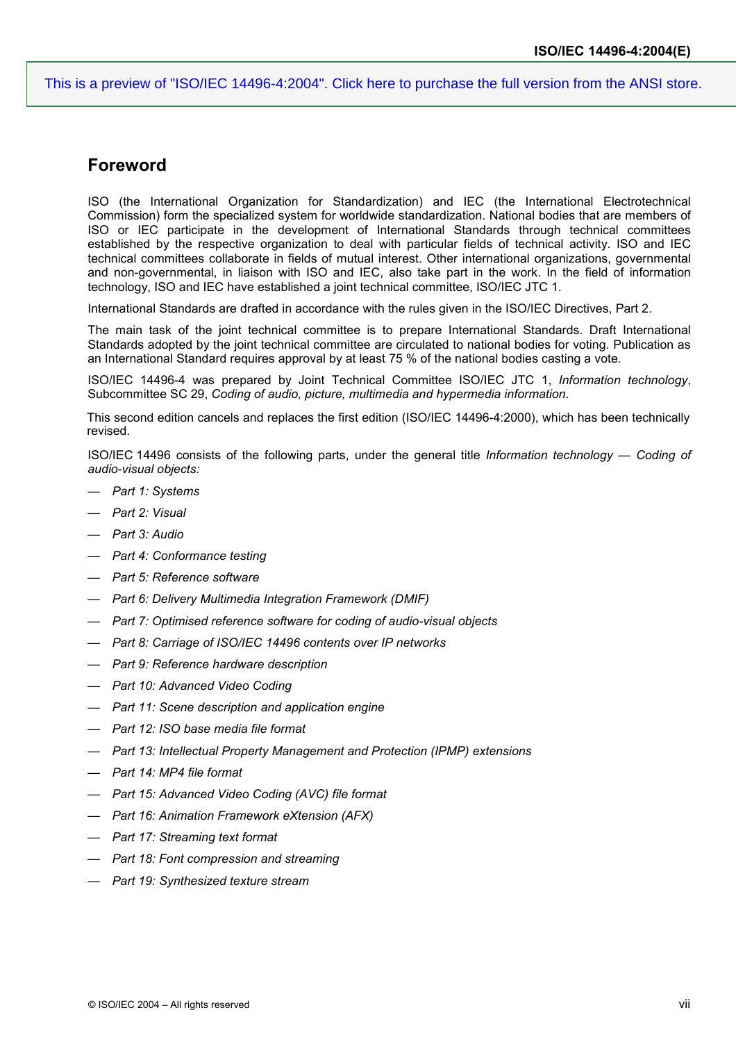## Foreword

ISO (the International Organization for Standardization) and IEC (the International Electrotechnical Commission) form the specialized system for worldwide standardization. National bodies that are members of ISO or IEC participate in the development of International Standards through technical committees established by the respective organization to deal with particular fields of technical activity. ISO and IEC technical committees collaborate in fields of mutual interest. Other international organizations, governmental and non-governmental, in liaison with ISO and IEC, also take part in the work. In the field of information technology, ISO and IEC have established a joint technical committee, ISO/IEC JTC 1.

International Standards are drafted in accordance with the rules given in the ISO/IEC Directives, Part 2.

The main task of the joint technical committee is to prepare International Standards. Draft International Standards adopted by the joint technical committee are circulated to national bodies for voting. Publication as an International Standard requires approval by at least 75 % of the national bodies casting a vote.

ISO/IEC 14496-4 was prepared by Joint Technical Committee ISO/IEC JTC 1, *Information technology*, Subcommittee SC 29, *Coding of audio, picture, multimedia and hypermedia information*.

This second edition cancels and replaces the first edition (ISO/IEC 14496-4:2000), which has been technically revised.

ISO/IEC 14496 consists of the following parts, under the general title *Information technology — Coding of audio-visual objects:*

— *Part 1: Systems*

— *Part 2: Visual*

— *Part 3: Audio*

— *Part 4: Conformance testing*

— *Part 5: Reference software*

— *Part 6: Delivery Multimedia Integration Framework (DMIF)*

— *Part 7: Optimised reference software for coding of audio-visual objects*

— *Part 8: Carriage of ISO/IEC 14496 contents over IP networks*

— *Part 9: Reference hardware description*

— *Part 10: Advanced Video Coding*

— *Part 11: Scene description and application engine*

— *Part 12: ISO base media file format*

— *Part 13: Intellectual Property Management and Protection (IPMP) extensions*

— *Part 14: MP4 file format*

— *Part 15: Advanced Video Coding (AVC) file format*

— *Part 16: Animation Framework eXtension (AFX)*

— *Part 17: Streaming text format*

— *Part 18: Font compression and streaming*

— *Part 19: Synthesized texture stream*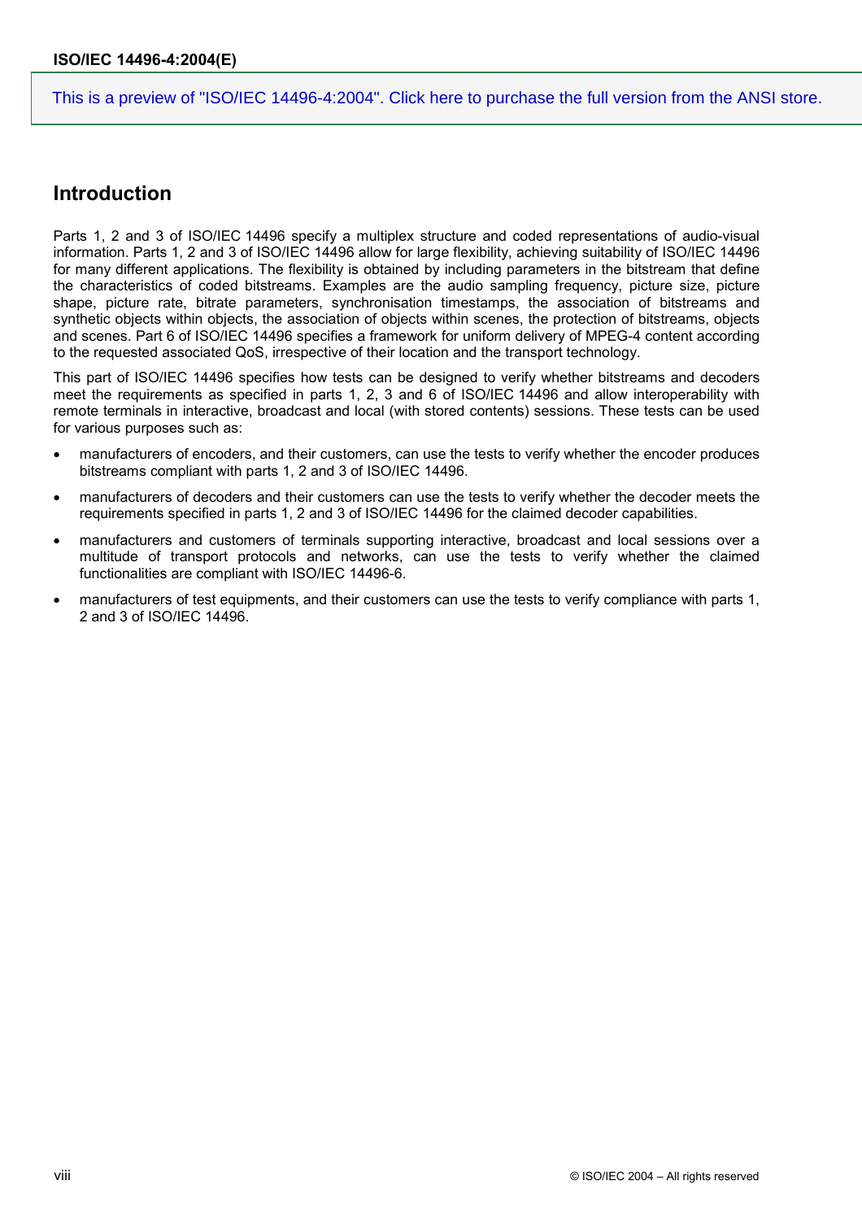## Introduction

Parts 1, 2 and 3 of ISO/IEC 14496 specify a multiplex structure and coded representations of audio-visual information. Parts 1, 2 and 3 of ISO/IEC 14496 allow for large flexibility, achieving suitability of ISO/IEC 14496 for many different applications. The flexibility is obtained by including parameters in the bitstream that define the characteristics of coded bitstreams. Examples are the audio sampling frequency, picture size, picture shape, picture rate, bitrate parameters, synchronisation timestamps, the association of bitstreams and synthetic objects within objects, the association of objects within scenes, the protection of bitstreams, objects and scenes. Part 6 of ISO/IEC 14496 specifies a framework for uniform delivery of MPEG-4 content according to the requested associated QoS, irrespective of their location and the transport technology.

This part of ISO/IEC 14496 specifies how tests can be designed to verify whether bitstreams and decoders meet the requirements as specified in parts 1, 2, 3 and 6 of ISO/IEC 14496 and allow interoperability with remote terminals in interactive, broadcast and local (with stored contents) sessions. These tests can be used for various purposes such as:

- manufacturers of encoders, and their customers, can use the tests to verify whether the encoder produces bitstreams compliant with parts 1, 2 and 3 of ISO/IEC 14496.
- manufacturers of decoders and their customers can use the tests to verify whether the decoder meets the requirements specified in parts 1, 2 and 3 of ISO/IEC 14496 for the claimed decoder capabilities.
- manufacturers and customers of terminals supporting interactive, broadcast and local sessions over a multitude of transport protocols and networks, can use the tests to verify whether the claimed functionalities are compliant with ISO/IEC 14496-6.
- manufacturers of test equipments, and their customers can use the tests to verify compliance with parts 1, 2 and 3 of ISO/IEC 14496.